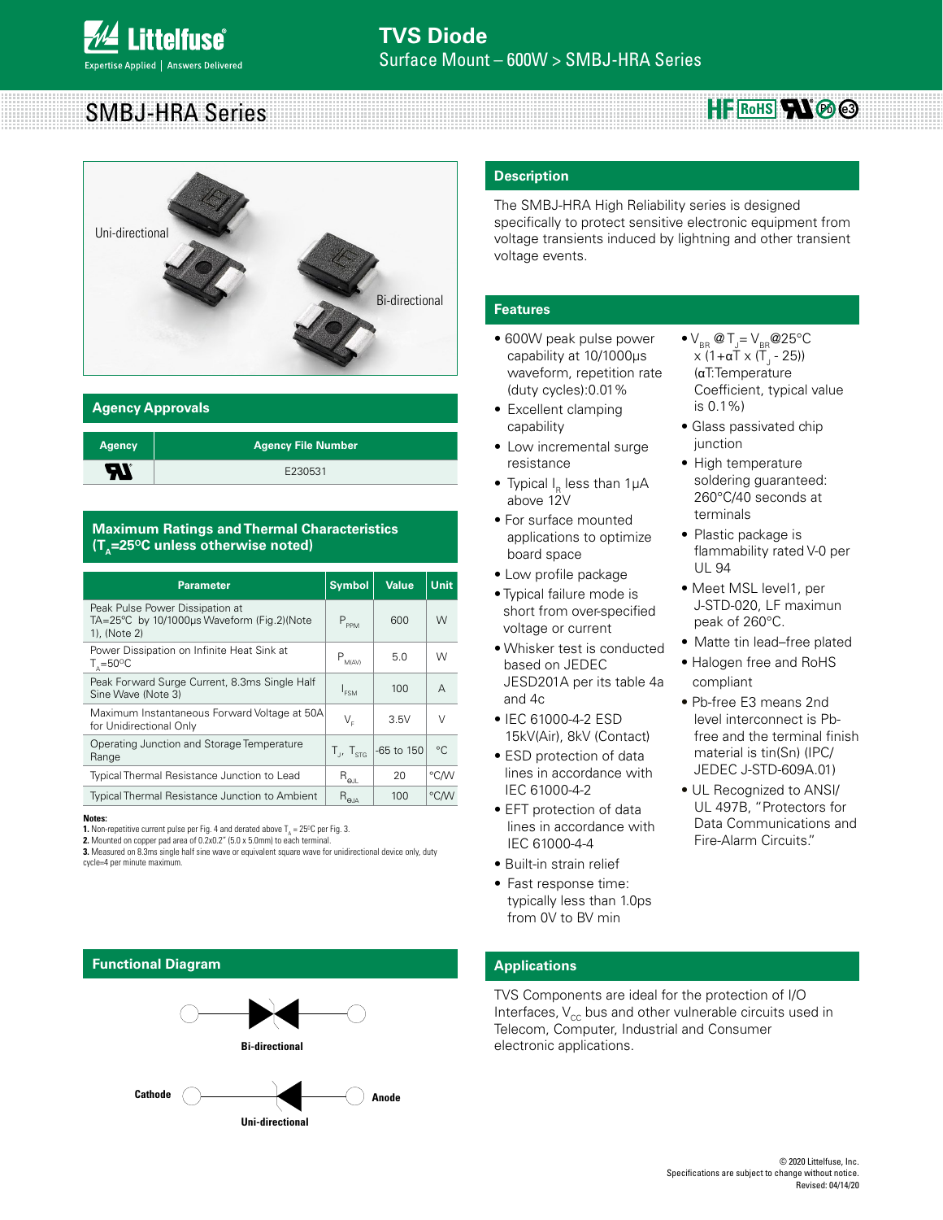# TVS Diode

Surface Mount – 600W > SMBJ-HRA Series

## SMBJ-HRA Series

Uni-directional

Bi-directional

## Agency Approvals

| Agency | Agency File Number |
|---|---|
| UL | E230531 |

## Maximum Ratings and Thermal Characteristics ($T_A$=25°C unless otherwise noted)

| Parameter | Symbol | Value | Unit |
|---|---|---|---|
| Peak Pulse Power Dissipation at TA=25°C by 10/1000µs Waveform (Fig.2)(Note 1), (Note 2) | $P_{PPM}$ | 600 | W |
| Power Dissipation on Infinite Heat Sink at $T_A$=50°C | $P_{M(AV)}$ | 5.0 | W |
| Peak Forward Surge Current, 8.3ms Single Half Sine Wave (Note 3) | $I_{FSM}$ | 100 | A |
| Maximum Instantaneous Forward Voltage at 50A for Unidirectional Only | $V_F$ | 3.5V | V |
| Operating Junction and Storage Temperature Range | $T_J$, $T_{STG}$ | -65 to 150 | °C |
| Typical Thermal Resistance Junction to Lead | $R_{\theta JL}$ | 20 | °C/W |
| Typical Thermal Resistance Junction to Ambient | $R_{\theta JA}$ | 100 | °C/W |

**Notes:**

1. Non-repetitive current pulse per Fig. 4 and derated above $T_A$ = 25°C per Fig. 3.
2. Mounted on copper pad area of 0.2x0.2" (5.0 x 5.0mm) to each terminal.
3. Measured on 8.3ms single half sine wave or equivalent square wave for unidirectional device only, duty cycle=4 per minute maximum.

## Description

The SMBJ-HRA High Reliability series is designed specifically to protect sensitive electronic equipment from voltage transients induced by lightning and other transient voltage events.

## Features

- 600W peak pulse power capability at 10/1000µs waveform, repetition rate (duty cycles):0.01%
- Excellent clamping capability
- Low incremental surge resistance
- Typical $I_R$ less than 1µA above 12V
- For surface mounted applications to optimize board space
- Low profile package
- Typical failure mode is short from over-specified voltage or current
- Whisker test is conducted based on JEDEC JESD201A per its table 4a and 4c
- IEC 61000-4-2 ESD 15kV(Air), 8kV (Contact)
- ESD protection of data lines in accordance with IEC 61000-4-2
- EFT protection of data lines in accordance with IEC 61000-4-4
- Built-in strain relief
- Fast response time: typically less than 1.0ps from 0V to BV min
- $V_{BR}$ @ $T_J$ = $V_{BR}$@25°C x (1+αT x ($T_J$ - 25)) (αT:Temperature Coefficient, typical value is 0.1%)
- Glass passivated chip junction
- High temperature soldering guaranteed: 260°C/40 seconds at terminals
- Plastic package is flammability rated V-0 per UL 94
- Meet MSL level1, per J-STD-020, LF maximun peak of 260°C.
- Matte tin lead–free plated
- Halogen free and RoHS compliant
- Pb-free E3 means 2nd level interconnect is Pb-free and the terminal finish material is tin(Sn) (IPC/JEDEC J-STD-609A.01)
- UL Recognized to ANSI/UL 497B, "Protectors for Data Communications and Fire-Alarm Circuits."

## Functional Diagram

Bi-directional

Cathode — Anode

Uni-directional

## Applications

TVS Components are ideal for the protection of I/O Interfaces, $V_{CC}$ bus and other vulnerable circuits used in Telecom, Computer, Industrial and Consumer electronic applications.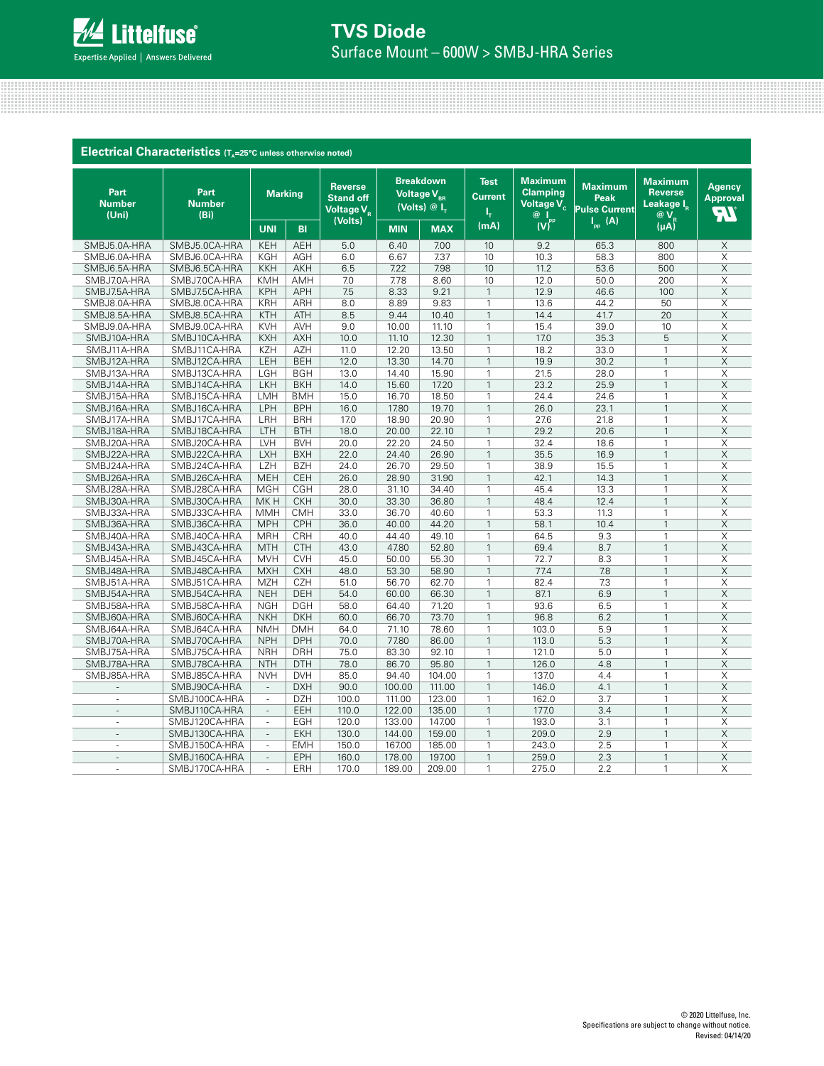## Electrical Characteristics ($T_A$=25°C unless otherwise noted)

| Part Number (Uni) | Part Number (Bi) | Marking | | Reverse Stand off Voltage $V_R$ (Volts) | Breakdown Voltage $V_{BR}$ (Volts) @ $I_T$ | | Test Current $I_T$ (mA) | Maximum Clamping Voltage $V_C$ @ $I_{PP}$ (V) | Maximum Peak Pulse Current $I_{PP}$ (A) | Maximum Reverse Leakage $I_R$ @ $V_R$ (µA) | Agency Approval |
|---|---|---|---|---|---|---|---|---|---|---|---|
| | | UNI | BI | | MIN | MAX | | | | | |
| SMBJ5.0A-HRA | SMBJ5.0CA-HRA | KEH | AEH | 5.0 | 6.40 | 7.00 | 10 | 9.2 | 65.3 | 800 | X |
| SMBJ6.0A-HRA | SMBJ6.0CA-HRA | KGH | AGH | 6.0 | 6.67 | 7.37 | 10 | 10.3 | 58.3 | 800 | X |
| SMBJ6.5A-HRA | SMBJ6.5CA-HRA | KKH | AKH | 6.5 | 7.22 | 7.98 | 10 | 11.2 | 53.6 | 500 | X |
| SMBJ7.0A-HRA | SMBJ7.0CA-HRA | KMH | AMH | 7.0 | 7.78 | 8.60 | 10 | 12.0 | 50.0 | 200 | X |
| SMBJ7.5A-HRA | SMBJ7.5CA-HRA | KPH | APH | 7.5 | 8.33 | 9.21 | 1 | 12.9 | 46.6 | 100 | X |
| SMBJ8.0A-HRA | SMBJ8.0CA-HRA | KRH | ARH | 8.0 | 8.89 | 9.83 | 1 | 13.6 | 44.2 | 50 | X |
| SMBJ8.5A-HRA | SMBJ8.5CA-HRA | KTH | ATH | 8.5 | 9.44 | 10.40 | 1 | 14.4 | 41.7 | 20 | X |
| SMBJ9.0A-HRA | SMBJ9.0CA-HRA | KVH | AVH | 9.0 | 10.00 | 11.10 | 1 | 15.4 | 39.0 | 10 | X |
| SMBJ10A-HRA | SMBJ10CA-HRA | KXH | AXH | 10.0 | 11.10 | 12.30 | 1 | 17.0 | 35.3 | 5 | X |
| SMBJ11A-HRA | SMBJ11CA-HRA | KZH | AZH | 11.0 | 12.20 | 13.50 | 1 | 18.2 | 33.0 | 1 | X |
| SMBJ12A-HRA | SMBJ12CA-HRA | LEH | BEH | 12.0 | 13.30 | 14.70 | 1 | 19.9 | 30.2 | 1 | X |
| SMBJ13A-HRA | SMBJ13CA-HRA | LGH | BGH | 13.0 | 14.40 | 15.90 | 1 | 21.5 | 28.0 | 1 | X |
| SMBJ14A-HRA | SMBJ14CA-HRA | LKH | BKH | 14.0 | 15.60 | 17.20 | 1 | 23.2 | 25.9 | 1 | X |
| SMBJ15A-HRA | SMBJ15CA-HRA | LMH | BMH | 15.0 | 16.70 | 18.50 | 1 | 24.4 | 24.6 | 1 | X |
| SMBJ16A-HRA | SMBJ16CA-HRA | LPH | BPH | 16.0 | 17.80 | 19.70 | 1 | 26.0 | 23.1 | 1 | X |
| SMBJ17A-HRA | SMBJ17CA-HRA | LRH | BRH | 17.0 | 18.90 | 20.90 | 1 | 27.6 | 21.8 | 1 | X |
| SMBJ18A-HRA | SMBJ18CA-HRA | LTH | BTH | 18.0 | 20.00 | 22.10 | 1 | 29.2 | 20.6 | 1 | X |
| SMBJ20A-HRA | SMBJ20CA-HRA | LVH | BVH | 20.0 | 22.20 | 24.50 | 1 | 32.4 | 18.6 | 1 | X |
| SMBJ22A-HRA | SMBJ22CA-HRA | LXH | BXH | 22.0 | 24.40 | 26.90 | 1 | 35.5 | 16.9 | 1 | X |
| SMBJ24A-HRA | SMBJ24CA-HRA | LZH | BZH | 24.0 | 26.70 | 29.50 | 1 | 38.9 | 15.5 | 1 | X |
| SMBJ26A-HRA | SMBJ26CA-HRA | MEH | CEH | 26.0 | 28.90 | 31.90 | 1 | 42.1 | 14.3 | 1 | X |
| SMBJ28A-HRA | SMBJ28CA-HRA | MGH | CGH | 28.0 | 31.10 | 34.40 | 1 | 45.4 | 13.3 | 1 | X |
| SMBJ30A-HRA | SMBJ30CA-HRA | MK H | CKH | 30.0 | 33.30 | 36.80 | 1 | 48.4 | 12.4 | 1 | X |
| SMBJ33A-HRA | SMBJ33CA-HRA | MMH | CMH | 33.0 | 36.70 | 40.60 | 1 | 53.3 | 11.3 | 1 | X |
| SMBJ36A-HRA | SMBJ36CA-HRA | MPH | CPH | 36.0 | 40.00 | 44.20 | 1 | 58.1 | 10.4 | 1 | X |
| SMBJ40A-HRA | SMBJ40CA-HRA | MRH | CRH | 40.0 | 44.40 | 49.10 | 1 | 64.5 | 9.3 | 1 | X |
| SMBJ43A-HRA | SMBJ43CA-HRA | MTH | CTH | 43.0 | 47.80 | 52.80 | 1 | 69.4 | 8.7 | 1 | X |
| SMBJ45A-HRA | SMBJ45CA-HRA | MVH | CVH | 45.0 | 50.00 | 55.30 | 1 | 72.7 | 8.3 | 1 | X |
| SMBJ48A-HRA | SMBJ48CA-HRA | MXH | CXH | 48.0 | 53.30 | 58.90 | 1 | 77.4 | 7.8 | 1 | X |
| SMBJ51A-HRA | SMBJ51CA-HRA | MZH | CZH | 51.0 | 56.70 | 62.70 | 1 | 82.4 | 7.3 | 1 | X |
| SMBJ54A-HRA | SMBJ54CA-HRA | NEH | DEH | 54.0 | 60.00 | 66.30 | 1 | 87.1 | 6.9 | 1 | X |
| SMBJ58A-HRA | SMBJ58CA-HRA | NGH | DGH | 58.0 | 64.40 | 71.20 | 1 | 93.6 | 6.5 | 1 | X |
| SMBJ60A-HRA | SMBJ60CA-HRA | NKH | DKH | 60.0 | 66.70 | 73.70 | 1 | 96.8 | 6.2 | 1 | X |
| SMBJ64A-HRA | SMBJ64CA-HRA | NMH | DMH | 64.0 | 71.10 | 78.60 | 1 | 103.0 | 5.9 | 1 | X |
| SMBJ70A-HRA | SMBJ70CA-HRA | NPH | DPH | 70.0 | 77.80 | 86.00 | 1 | 113.0 | 5.3 | 1 | X |
| SMBJ75A-HRA | SMBJ75CA-HRA | NRH | DRH | 75.0 | 83.30 | 92.10 | 1 | 121.0 | 5.0 | 1 | X |
| SMBJ78A-HRA | SMBJ78CA-HRA | NTH | DTH | 78.0 | 86.70 | 95.80 | 1 | 126.0 | 4.8 | 1 | X |
| SMBJ85A-HRA | SMBJ85CA-HRA | NVH | DVH | 85.0 | 94.40 | 104.00 | 1 | 137.0 | 4.4 | 1 | X |
| - | SMBJ90CA-HRA | - | DXH | 90.0 | 100.00 | 111.00 | 1 | 146.0 | 4.1 | 1 | X |
| - | SMBJ100CA-HRA | - | DZH | 100.0 | 111.00 | 123.00 | 1 | 162.0 | 3.7 | 1 | X |
| - | SMBJ110CA-HRA | - | EEH | 110.0 | 122.00 | 135.00 | 1 | 177.0 | 3.4 | 1 | X |
| - | SMBJ120CA-HRA | - | EGH | 120.0 | 133.00 | 147.00 | 1 | 193.0 | 3.1 | 1 | X |
| - | SMBJ130CA-HRA | - | EKH | 130.0 | 144.00 | 159.00 | 1 | 209.0 | 2.9 | 1 | X |
| - | SMBJ150CA-HRA | - | EMH | 150.0 | 167.00 | 185.00 | 1 | 243.0 | 2.5 | 1 | X |
| - | SMBJ160CA-HRA | - | EPH | 160.0 | 178.00 | 197.00 | 1 | 259.0 | 2.3 | 1 | X |
| - | SMBJ170CA-HRA | - | ERH | 170.0 | 189.00 | 209.00 | 1 | 275.0 | 2.2 | 1 | X |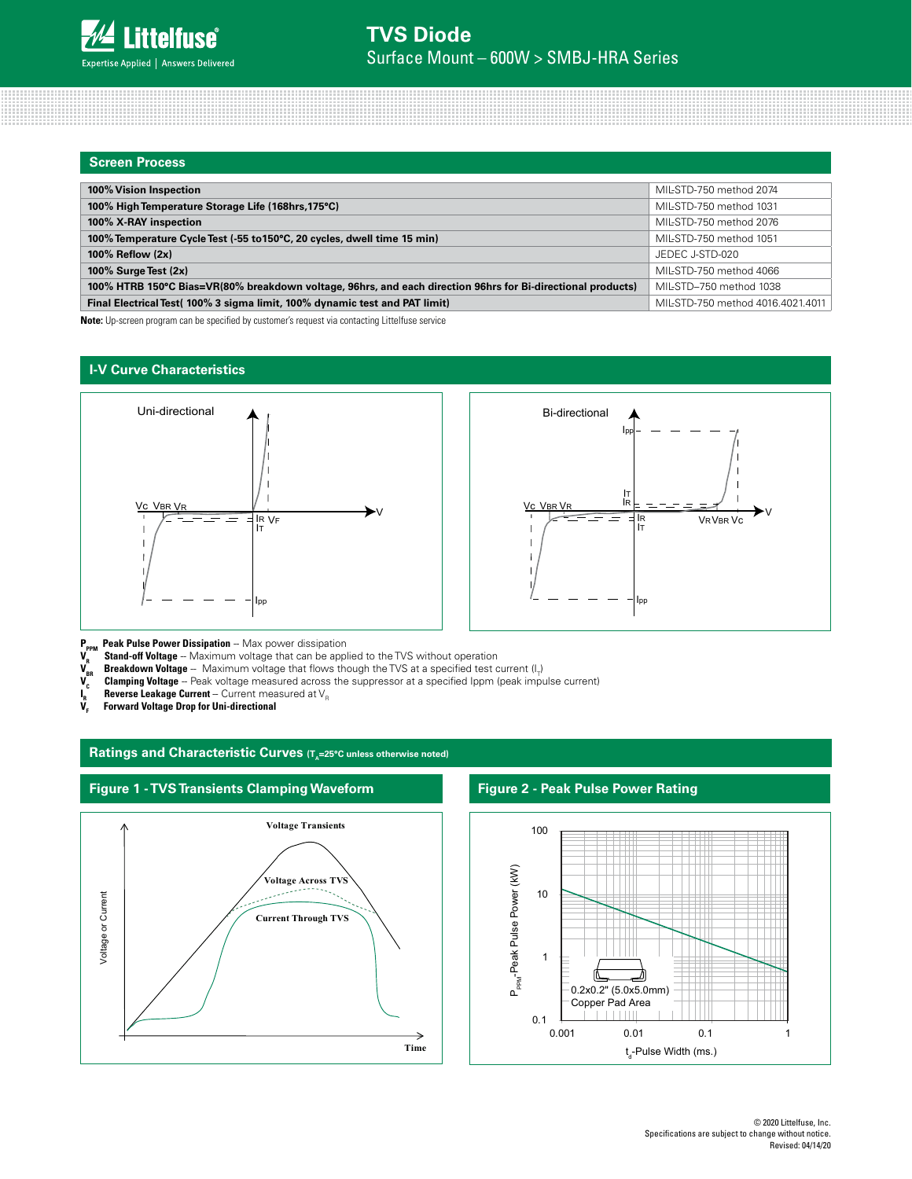## Screen Process

| | |
|---|---|
| **100% Vision Inspection** | MIL-STD-750 method 2074 |
| **100% High Temperature Storage Life (168hrs,175°C)** | MIL-STD-750 method 1031 |
| **100% X-RAY inspection** | MIL-STD-750 method 2076 |
| **100% Temperature Cycle Test (-55 to150°C, 20 cycles, dwell time 15 min)** | MIL-STD-750 method 1051 |
| **100% Reflow (2x)** | JEDEC J-STD-020 |
| **100% Surge Test (2x)** | MIL-STD-750 method 4066 |
| **100% HTRB 150°C Bias=VR(80% breakdown voltage, 96hrs, and each direction 96hrs for Bi-directional products)** | MIL-STD–750 method 1038 |
| **Final Electrical Test( 100% 3 sigma limit, 100% dynamic test and PAT limit)** | MIL-STD-750 method 4016.4021.4011 |

**Note:** Up-screen program can be specified by customer's request via contacting Littelfuse service

## I-V Curve Characteristics

Uni-directional

Bi-directional

$P_{PPM}$ **Peak Pulse Power Dissipation** -- Max power dissipation
$V_R$ **Stand-off Voltage** -- Maximum voltage that can be applied to the TVS without operation
$V_{BR}$ **Breakdown Voltage** -- Maximum voltage that flows though the TVS at a specified test current ($I_T$)
$V_C$ **Clamping Voltage** -- Peak voltage measured across the suppressor at a specified Ippm (peak impulse current)
$I_R$ **Reverse Leakage Current** -- Current measured at $V_R$
$V_F$ **Forward Voltage Drop for Uni-directional**

## Ratings and Characteristic Curves ($T_A$=25°C unless otherwise noted)

### Figure 1 - TVS Transients Clamping Waveform

### Figure 2 - Peak Pulse Power Rating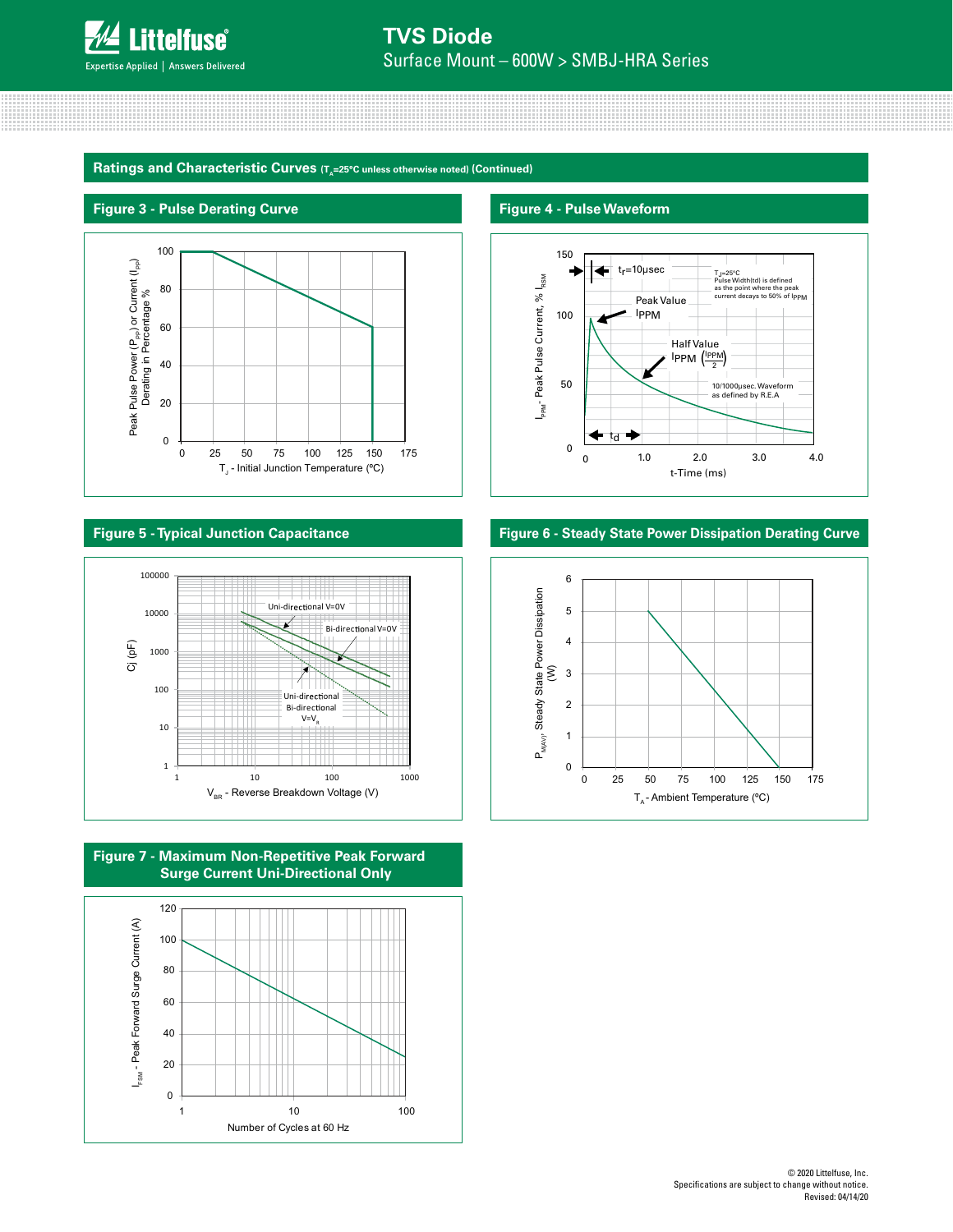## Ratings and Characteristic Curves ($T_A$=25°C unless otherwise noted) (Continued)

### Figure 3 - Pulse Derating Curve

### Figure 4 - Pulse Waveform

### Figure 5 - Typical Junction Capacitance

### Figure 6 - Steady State Power Dissipation Derating Curve

### Figure 7 - Maximum Non-Repetitive Peak Forward Surge Current Uni-Directional Only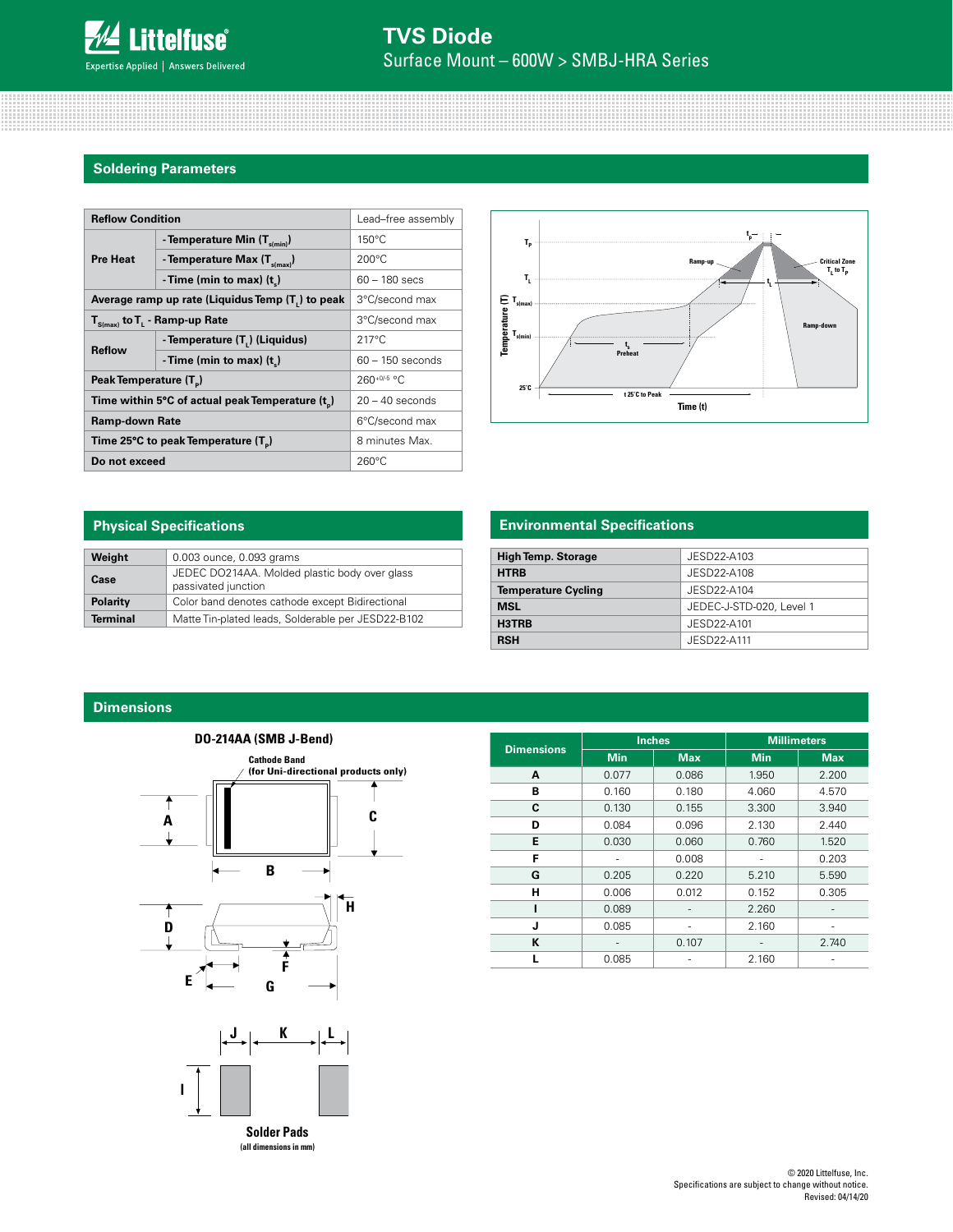# TVS Diode

Surface Mount – 600W > SMBJ-HRA Series

## Soldering Parameters

| Reflow Condition | | Lead–free assembly |
|---|---|---|
| Pre Heat | - Temperature Min ($T_{s(min)}$) | 150°C |
| | - Temperature Max ($T_{s(max)}$) | 200°C |
| | - Time (min to max) ($t_s$) | 60 – 180 secs |
| Average ramp up rate (Liquidus Temp ($T_L$) to peak | | 3°C/second max |
| $T_{S(max)}$ to $T_L$ - Ramp-up Rate | | 3°C/second max |
| Reflow | - Temperature ($T_L$) (Liquidus) | 217°C |
| | - Time (min to max) ($t_s$) | 60 – 150 seconds |
| Peak Temperature ($T_P$) | | 260$^{+0/-5}$ °C |
| Time within 5°C of actual peak Temperature ($t_p$) | | 20 – 40 seconds |
| Ramp-down Rate | | 6°C/second max |
| Time 25°C to peak Temperature ($T_P$) | | 8 minutes Max. |
| Do not exceed | | 260°C |

## Physical Specifications

| | |
|---|---|
| **Weight** | 0.003 ounce, 0.093 grams |
| **Case** | JEDEC DO214AA. Molded plastic body over glass passivated junction |
| **Polarity** | Color band denotes cathode except Bidirectional |
| **Terminal** | Matte Tin-plated leads, Solderable per JESD22-B102 |

## Environmental Specifications

| | |
|---|---|
| **High Temp. Storage** | JESD22-A103 |
| **HTRB** | JESD22-A108 |
| **Temperature Cycling** | JESD22-A104 |
| **MSL** | JEDEC-J-STD-020, Level 1 |
| **H3TRB** | JESD22-A101 |
| **RSH** | JESD22-A111 |

## Dimensions

**DO-214AA (SMB J-Bend)**

Cathode Band (for Uni-directional products only)

Solder Pads (all dimensions in mm)

| Dimensions | Inches | | Millimeters | |
|---|---|---|---|---|
| | Min | Max | Min | Max |
| A | 0.077 | 0.086 | 1.950 | 2.200 |
| B | 0.160 | 0.180 | 4.060 | 4.570 |
| C | 0.130 | 0.155 | 3.300 | 3.940 |
| D | 0.084 | 0.096 | 2.130 | 2.440 |
| E | 0.030 | 0.060 | 0.760 | 1.520 |
| F | - | 0.008 | - | 0.203 |
| G | 0.205 | 0.220 | 5.210 | 5.590 |
| H | 0.006 | 0.012 | 0.152 | 0.305 |
| I | 0.089 | - | 2.260 | - |
| J | 0.085 | - | 2.160 | - |
| K | - | 0.107 | - | 2.740 |
| L | 0.085 | - | 2.160 | - |

© 2020 Littelfuse, Inc.
Specifications are subject to change without notice.
Revised: 04/14/20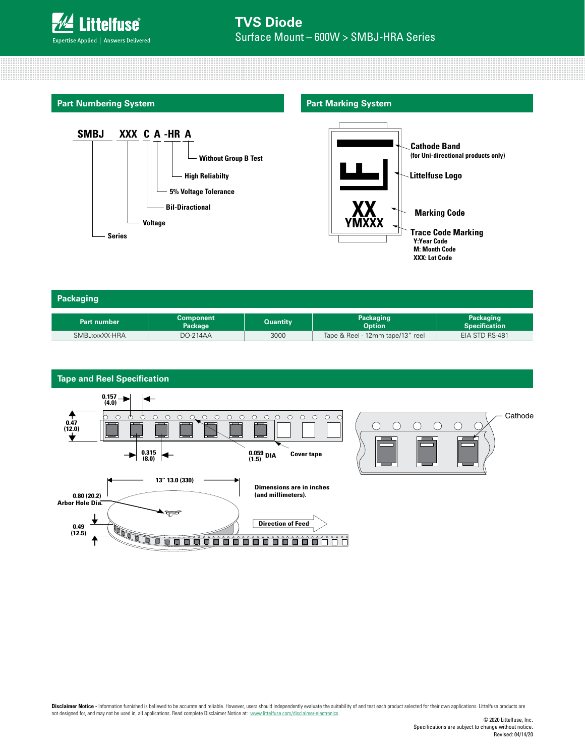## Part Numbering System

SMBJ XXX C A -HR A

- SMBJ — Series
- XXX — Voltage
- C — Bil-Directional
- A — 5% Voltage Tolerance
- -HR — High Reliabilty
- A — Without Group B Test

## Part Marking System

- Cathode Band (for Uni-directional products only)
- Littelfuse Logo
- Marking Code (XX)
- Trace Code Marking (YMXXX)
  - Y: Year Code
  - M: Month Code
  - XXX: Lot Code

## Packaging

| Part number | Component Package | Quantity | Packaging Option | Packaging Specification |
|---|---|---|---|---|
| SMBJxxxXX-HRA | DO-214AA | 3000 | Tape & Reel - 12mm tape/13" reel | EIA STD RS-481 |

## Tape and Reel Specification

0.157 (4.0)

0.47 (12.0)

0.315 (8.0)

0.059 (1.5) DIA

Cover tape

Cathode

13" 13.0 (330)

0.80 (20.2) Arbor Hole Dia.

0.49 (12.5)

Dimensions are in inches (and millimeters).

Direction of Feed

**Disclaimer Notice** - Information furnished is believed to be accurate and reliable. However, users should independently evaluate the suitability of and test each product selected for their own applications. Littelfuse products are not designed for, and may not be used in, all applications. Read complete Disclaimer Notice at: www.littelfuse.com/disclaimer-electronics.

© 2020 Littelfuse, Inc.
Specifications are subject to change without notice.
Revised: 04/14/20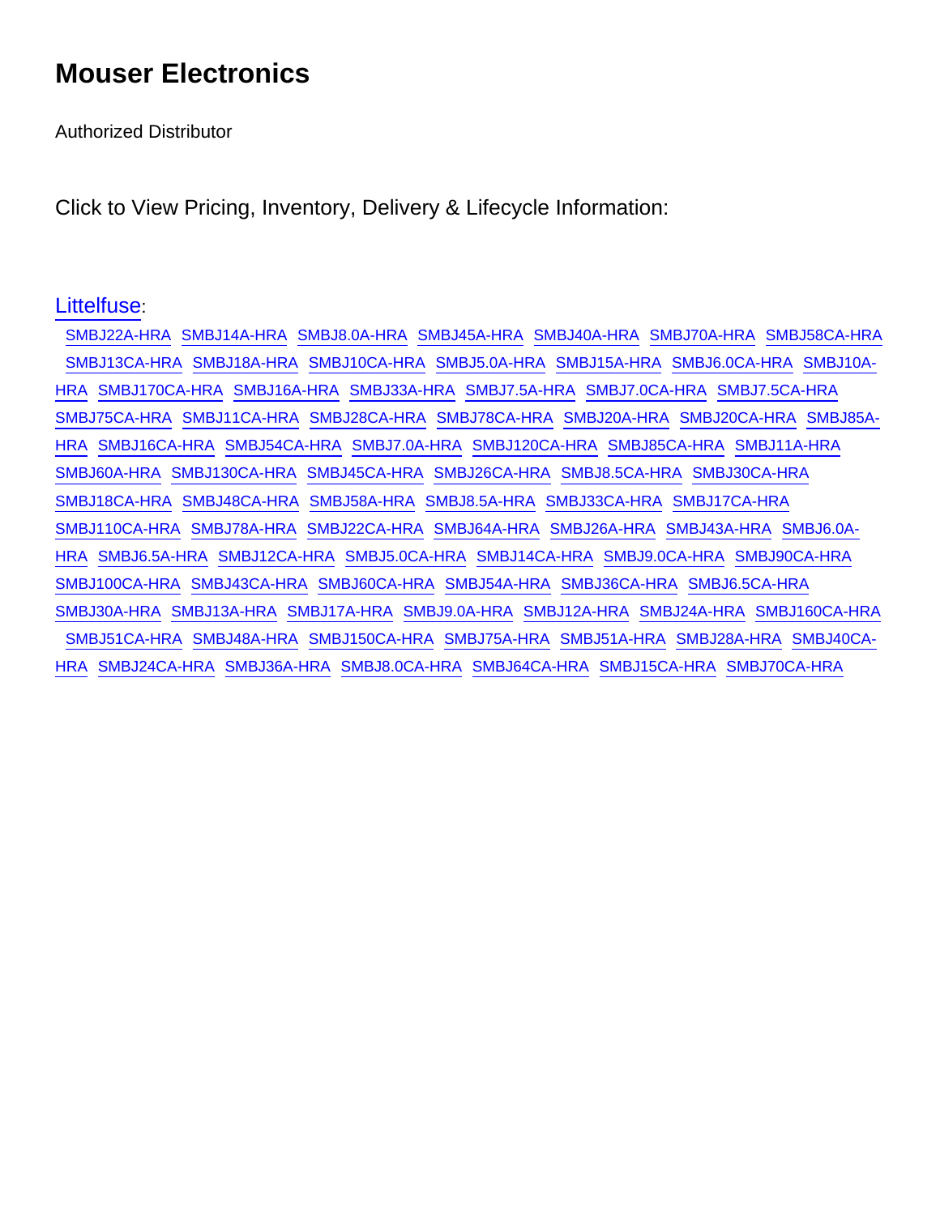# Mouser Electronics

Authorized Distributor

Click to View Pricing, Inventory, Delivery & Lifecycle Information:

Littelfuse:

SMBJ22A-HRA SMBJ14A-HRA SMBJ8.0A-HRA SMBJ45A-HRA SMBJ40A-HRA SMBJ70A-HRA SMBJ58CA-HRA SMBJ13CA-HRA SMBJ18A-HRA SMBJ10CA-HRA SMBJ5.0A-HRA SMBJ15A-HRA SMBJ6.0CA-HRA SMBJ10A-HRA SMBJ170CA-HRA SMBJ16A-HRA SMBJ33A-HRA SMBJ7.5A-HRA SMBJ7.0CA-HRA SMBJ7.5CA-HRA SMBJ75CA-HRA SMBJ11CA-HRA SMBJ28CA-HRA SMBJ78CA-HRA SMBJ20A-HRA SMBJ20CA-HRA SMBJ85A-HRA SMBJ16CA-HRA SMBJ54CA-HRA SMBJ7.0A-HRA SMBJ120CA-HRA SMBJ85CA-HRA SMBJ11A-HRA SMBJ60A-HRA SMBJ130CA-HRA SMBJ45CA-HRA SMBJ26CA-HRA SMBJ8.5CA-HRA SMBJ30CA-HRA SMBJ18CA-HRA SMBJ48CA-HRA SMBJ58A-HRA SMBJ8.5A-HRA SMBJ33CA-HRA SMBJ17CA-HRA SMBJ110CA-HRA SMBJ78A-HRA SMBJ22CA-HRA SMBJ64A-HRA SMBJ26A-HRA SMBJ43A-HRA SMBJ6.0A-HRA SMBJ6.5A-HRA SMBJ12CA-HRA SMBJ5.0CA-HRA SMBJ14CA-HRA SMBJ9.0CA-HRA SMBJ90CA-HRA SMBJ100CA-HRA SMBJ43CA-HRA SMBJ60CA-HRA SMBJ54A-HRA SMBJ36CA-HRA SMBJ6.5CA-HRA SMBJ30A-HRA SMBJ13A-HRA SMBJ17A-HRA SMBJ9.0A-HRA SMBJ12A-HRA SMBJ24A-HRA SMBJ160CA-HRA SMBJ51CA-HRA SMBJ48A-HRA SMBJ150CA-HRA SMBJ75A-HRA SMBJ51A-HRA SMBJ28A-HRA SMBJ40CA-HRA SMBJ24CA-HRA SMBJ36A-HRA SMBJ8.0CA-HRA SMBJ64CA-HRA SMBJ15CA-HRA SMBJ70CA-HRA